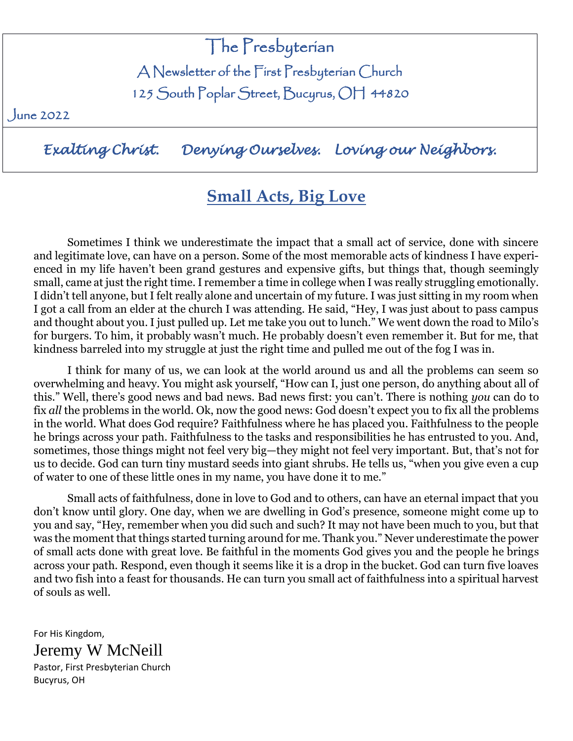# The Presbyterian

A Newsletter of the First Presbyterian Church

125 South Poplar Street, Bucyrus, OH 44820

June 2022

*Exalting Christ. Denying Ourselves. Loving our Neighbors.*

## Small Acts, Big Love

Sometimes I think we underestimate the impact that a small act of service, done with sincere and legitimate love, can have on a person. Some of the most memorable acts of kindness I have experienced in my life haven't been grand gestures and expensive gifts, but things that, though seemingly small, came at just the right time. I remember a time in college when I was really struggling emotionally. I didn't tell anyone, but I felt really alone and uncertain of my future. I was just sitting in my room when I got a call from an elder at the church I was attending. He said, "Hey, I was just about to pass campus and thought about you. I just pulled up. Let me take you out to lunch." We went down the road to Milo's for burgers. To him, it probably wasn't much. He probably doesn't even remember it. But for me, that kindness barreled into my struggle at just the right time and pulled me out of the fog I was in.

I think for many of us, we can look at the world around us and all the problems can seem so overwhelming and heavy. You might ask yourself, "How can I, just one person, do anything about all of this." Well, there's good news and bad news. Bad news first: you can't. There is nothing *you* can do to fix *all* the problems in the world. Ok, now the good news: God doesn't expect you to fix all the problems in the world. What does God require? Faithfulness where he has placed you. Faithfulness to the people he brings across your path. Faithfulness to the tasks and responsibilities he has entrusted to you. And, sometimes, those things might not feel very big—they might not feel very important. But, that's not for us to decide. God can turn tiny mustard seeds into giant shrubs. He tells us, "when you give even a cup of water to one of these little ones in my name, you have done it to me."

Small acts of faithfulness, done in love to God and to others, can have an eternal impact that you don't know until glory. One day, when we are dwelling in God's presence, someone might come up to you and say, "Hey, remember when you did such and such? It may not have been much to you, but that was the moment that things started turning around for me. Thank you." Never underestimate the power of small acts done with great love. Be faithful in the moments God gives you and the people he brings across your path. Respond, even though it seems like it is a drop in the bucket. God can turn five loaves and two fish into a feast for thousands. He can turn you small act of faithfulness into a spiritual harvest of souls as well.

For His Kingdom,

Jeremy W McNeill

Pastor, First Presbyterian Church
Bucyrus, OH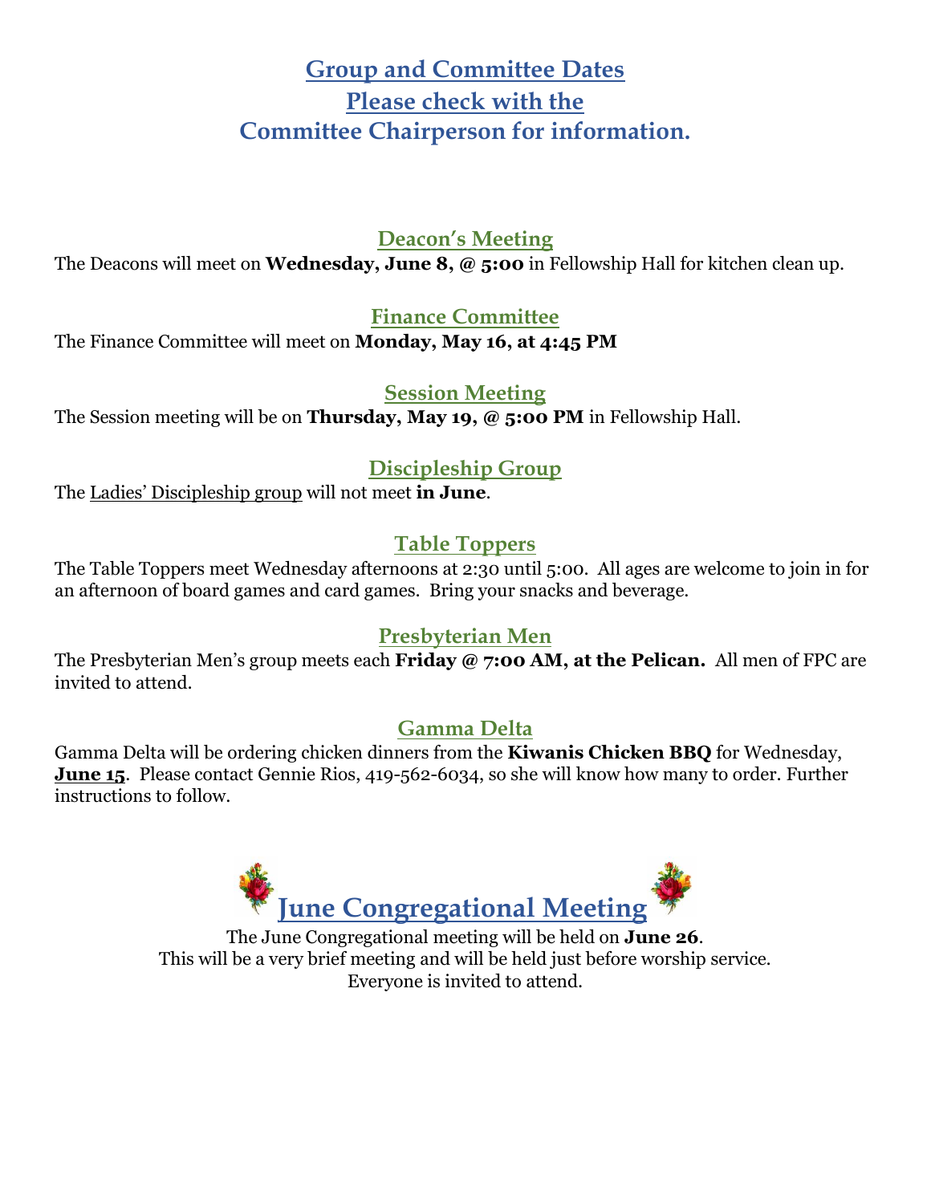# Group and Committee Dates
## Please check with the Committee Chairperson for information.

### Deacon's Meeting

The Deacons will meet on **Wednesday, June 8, @ 5:00** in Fellowship Hall for kitchen clean up.

### Finance Committee

The Finance Committee will meet on **Monday, May 16, at 4:45 PM**

### Session Meeting

The Session meeting will be on **Thursday, May 19, @ 5:00 PM** in Fellowship Hall.

### Discipleship Group

The Ladies' Discipleship group will not meet **in June**.

### Table Toppers

The Table Toppers meet Wednesday afternoons at 2:30 until 5:00. All ages are welcome to join in for an afternoon of board games and card games. Bring your snacks and beverage.

### Presbyterian Men

The Presbyterian Men's group meets each **Friday @ 7:00 AM, at the Pelican.** All men of FPC are invited to attend.

### Gamma Delta

Gamma Delta will be ordering chicken dinners from the **Kiwanis Chicken BBQ** for Wednesday, **June 15**. Please contact Gennie Rios, 419-562-6034, so she will know how many to order. Further instructions to follow.

## June Congregational Meeting

The June Congregational meeting will be held on **June 26**.
This will be a very brief meeting and will be held just before worship service.
Everyone is invited to attend.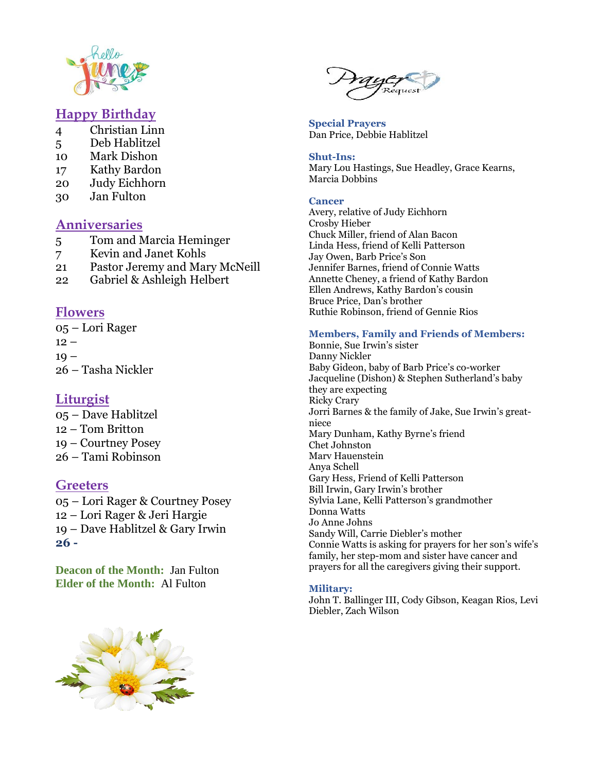## Happy Birthday

- 4 Christian Linn
- 5 Deb Hablitzel
- 10 Mark Dishon
- 17 Kathy Bardon
- 20 Judy Eichhorn
- 30 Jan Fulton

## Anniversaries

- 5 Tom and Marcia Heminger
- 7 Kevin and Janet Kohls
- 21 Pastor Jeremy and Mary McNeill
- 22 Gabriel & Ashleigh Helbert

## Flowers

05 – Lori Rager
12 –
19 –
26 – Tasha Nickler

## Liturgist

05 – Dave Hablitzel
12 – Tom Britton
19 – Courtney Posey
26 – Tami Robinson

## Greeters

05 – Lori Rager & Courtney Posey
12 – Lori Rager & Jeri Hargie
19 – Dave Hablitzel & Gary Irwin
**26 -**

**Deacon of the Month:** Jan Fulton
**Elder of the Month:** Al Fulton

## Prayer Request

**Special Prayers**
Dan Price, Debbie Hablitzel

**Shut-Ins:**
Mary Lou Hastings, Sue Headley, Grace Kearns, Marcia Dobbins

**Cancer**
Avery, relative of Judy Eichhorn
Crosby Hieber
Chuck Miller, friend of Alan Bacon
Linda Hess, friend of Kelli Patterson
Jay Owen, Barb Price's Son
Jennifer Barnes, friend of Connie Watts
Annette Cheney, a friend of Kathy Bardon
Ellen Andrews, Kathy Bardon's cousin
Bruce Price, Dan's brother
Ruthie Robinson, friend of Gennie Rios

**Members, Family and Friends of Members:**
Bonnie, Sue Irwin's sister
Danny Nickler
Baby Gideon, baby of Barb Price's co-worker
Jacqueline (Dishon) & Stephen Sutherland's baby they are expecting
Ricky Crary
Jorri Barnes & the family of Jake, Sue Irwin's great-niece
Mary Dunham, Kathy Byrne's friend
Chet Johnston
Marv Hauenstein
Anya Schell
Gary Hess, Friend of Kelli Patterson
Bill Irwin, Gary Irwin's brother
Sylvia Lane, Kelli Patterson's grandmother
Donna Watts
Jo Anne Johns
Sandy Will, Carrie Diebler's mother
Connie Watts is asking for prayers for her son's wife's family, her step-mom and sister have cancer and prayers for all the caregivers giving their support.

**Military:**
John T. Ballinger III, Cody Gibson, Keagan Rios, Levi Diebler, Zach Wilson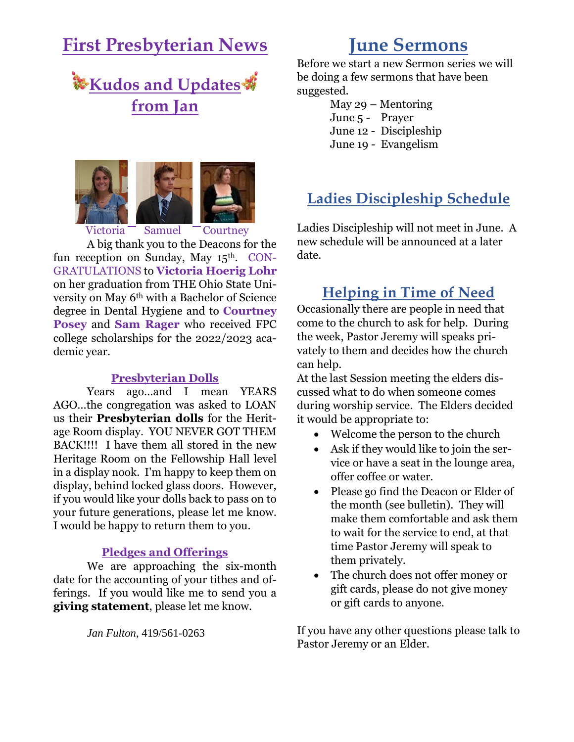# First Presbyterian News

## Kudos and Updates from Jan

Victoria — Samuel — Courtney

A big thank you to the Deacons for the fun reception on Sunday, May 15th. CONGRATULATIONS to **Victoria Hoerig Lohr** on her graduation from THE Ohio State University on May 6th with a Bachelor of Science degree in Dental Hygiene and to **Courtney Posey** and **Sam Rager** who received FPC college scholarships for the 2022/2023 academic year.

### Presbyterian Dolls

Years ago…and I mean YEARS AGO…the congregation was asked to LOAN us their **Presbyterian dolls** for the Heritage Room display. YOU NEVER GOT THEM BACK!!!! I have them all stored in the new Heritage Room on the Fellowship Hall level in a display nook. I'm happy to keep them on display, behind locked glass doors. However, if you would like your dolls back to pass on to your future generations, please let me know. I would be happy to return them to you.

### Pledges and Offerings

We are approaching the six-month date for the accounting of your tithes and offerings. If you would like me to send you a **giving statement**, please let me know.

*Jan Fulton*, 419/561-0263

## June Sermons

Before we start a new Sermon series we will be doing a few sermons that have been suggested.

May 29 – Mentoring
June 5 - Prayer
June 12 - Discipleship
June 19 - Evangelism

## Ladies Discipleship Schedule

Ladies Discipleship will not meet in June. A new schedule will be announced at a later date.

## Helping in Time of Need

Occasionally there are people in need that come to the church to ask for help. During the week, Pastor Jeremy will speaks privately to them and decides how the church can help.

At the last Session meeting the elders discussed what to do when someone comes during worship service. The Elders decided it would be appropriate to:

- Welcome the person to the church
- Ask if they would like to join the service or have a seat in the lounge area, offer coffee or water.
- Please go find the Deacon or Elder of the month (see bulletin). They will make them comfortable and ask them to wait for the service to end, at that time Pastor Jeremy will speak to them privately.
- The church does not offer money or gift cards, please do not give money or gift cards to anyone.

If you have any other questions please talk to Pastor Jeremy or an Elder.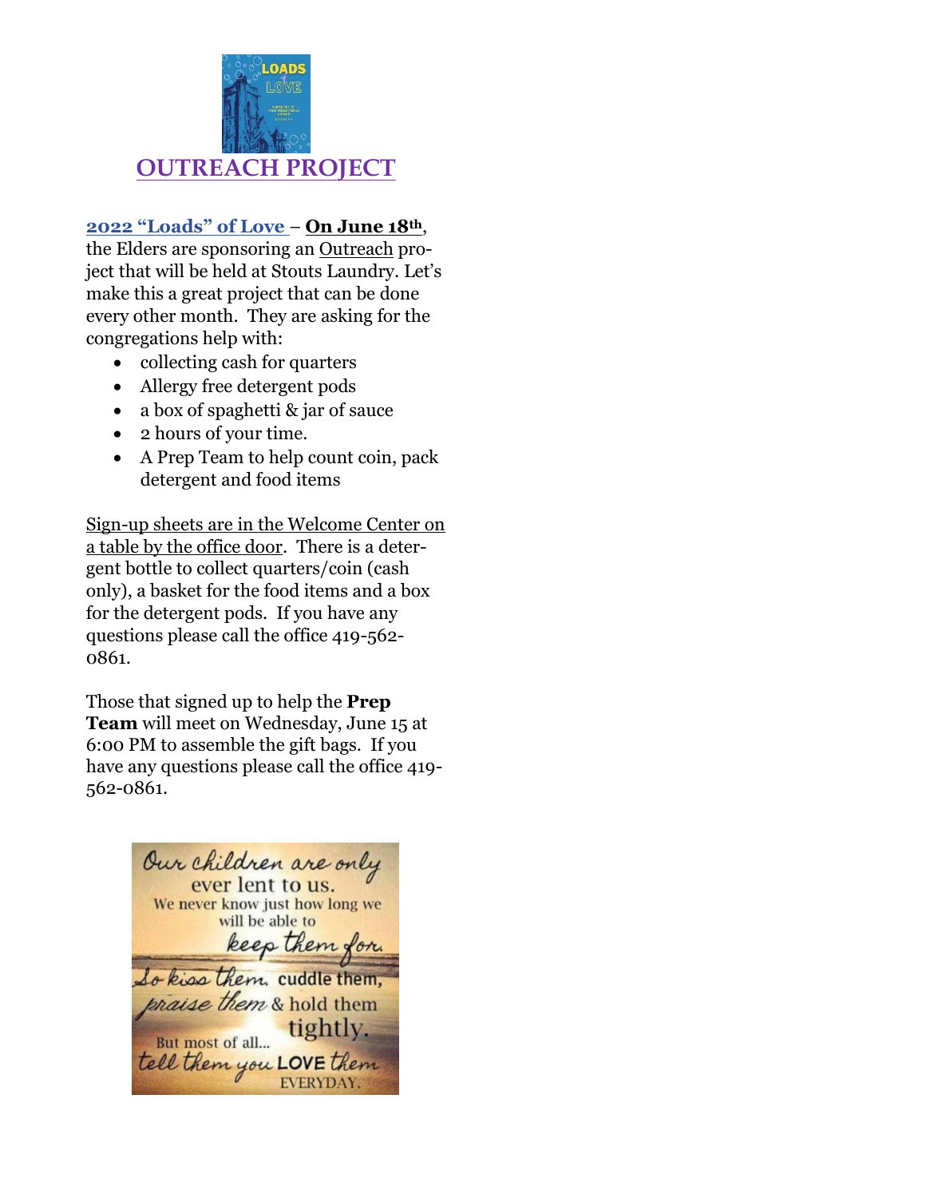# OUTREACH PROJECT

**2022 "Loads" of Love** – **On June 18th**, the Elders are sponsoring an Outreach project that will be held at Stouts Laundry. Let's make this a great project that can be done every other month. They are asking for the congregations help with:

- collecting cash for quarters
- Allergy free detergent pods
- a box of spaghetti & jar of sauce
- 2 hours of your time.
- A Prep Team to help count coin, pack detergent and food items

Sign-up sheets are in the Welcome Center on a table by the office door. There is a detergent bottle to collect quarters/coin (cash only), a basket for the food items and a box for the detergent pods. If you have any questions please call the office 419-562-0861.

Those that signed up to help the **Prep Team** will meet on Wednesday, June 15 at 6:00 PM to assemble the gift bags. If you have any questions please call the office 419-562-0861.

Our children are only ever lent to us. We never know just how long we will be able to keep them for. So kiss them, cuddle them, praise them & hold them tightly. But most of all... tell them you LOVE them EVERYDAY.